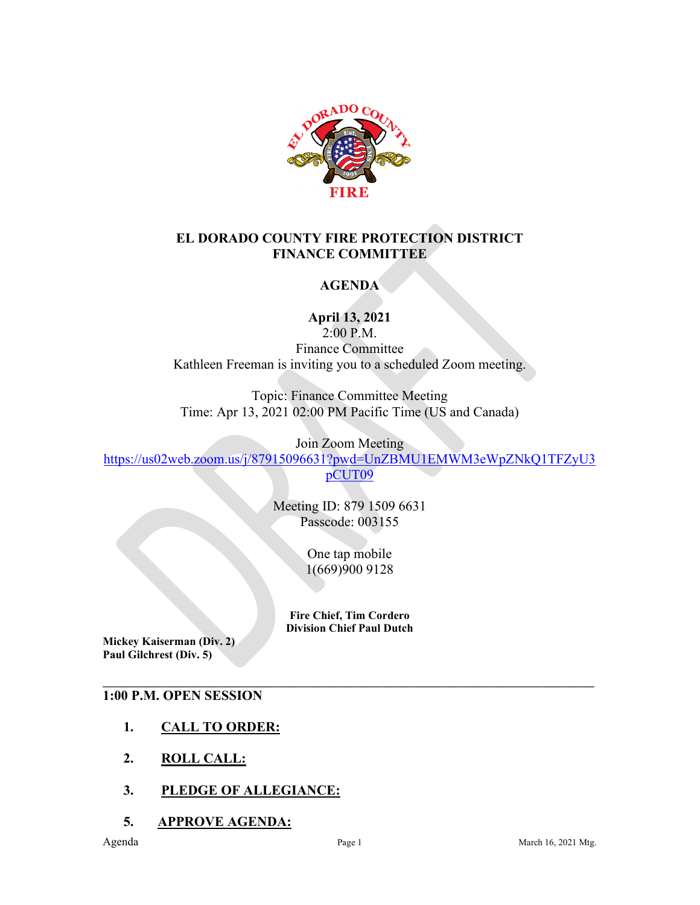# EL DORADO COUNTY FIRE PROTECTION DISTRICT
# FINANCE COMMITTEE

## AGENDA

**April 13, 2021**
2:00 P.M.
Finance Committee
Kathleen Freeman is inviting you to a scheduled Zoom meeting.

Topic: Finance Committee Meeting
Time: Apr 13, 2021 02:00 PM Pacific Time (US and Canada)

Join Zoom Meeting
https://us02web.zoom.us/j/87915096631?pwd=UnZBMU1EMWM3eWpZNkQ1TFZyU3pCUT09

Meeting ID: 879 1509 6631
Passcode: 003155

One tap mobile
1(669)900 9128

**Fire Chief, Tim Cordero**
**Division Chief Paul Dutch**

**Mickey Kaiserman (Div. 2)**
**Paul Gilchrest (Div. 5)**

---

**1:00 P.M. OPEN SESSION**

1. **CALL TO ORDER:**
2. **ROLL CALL:**
3. **PLEDGE OF ALLEGIANCE:**
5. **APPROVE AGENDA:**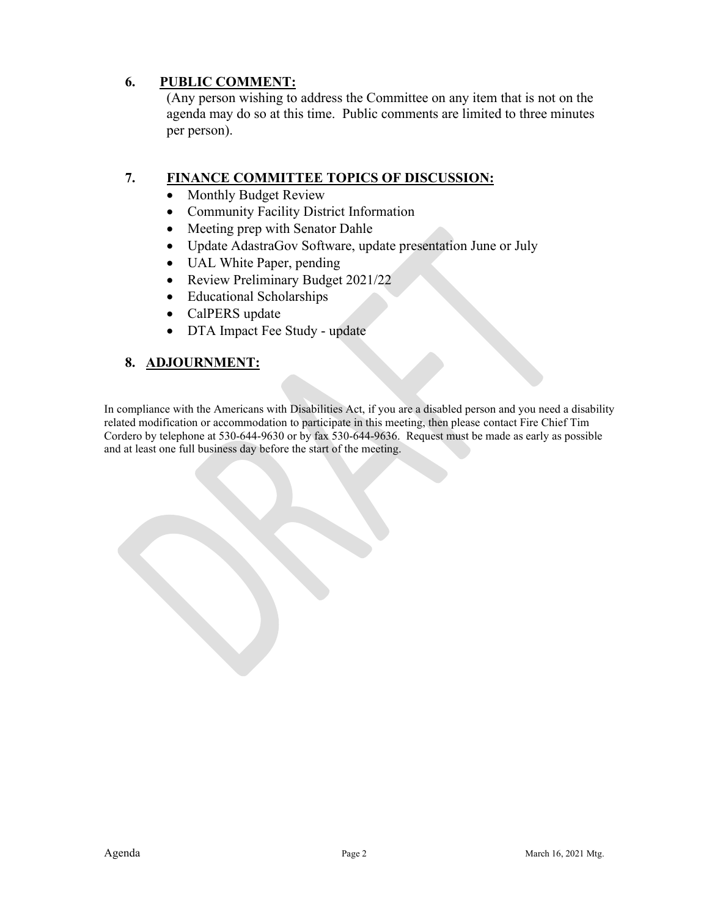## 6. PUBLIC COMMENT:

(Any person wishing to address the Committee on any item that is not on the agenda may do so at this time. Public comments are limited to three minutes per person).

## 7. FINANCE COMMITTEE TOPICS OF DISCUSSION:

- Monthly Budget Review
- Community Facility District Information
- Meeting prep with Senator Dahle
- Update AdastraGov Software, update presentation June or July
- UAL White Paper, pending
- Review Preliminary Budget 2021/22
- Educational Scholarships
- CalPERS update
- DTA Impact Fee Study - update

## 8. ADJOURNMENT:

In compliance with the Americans with Disabilities Act, if you are a disabled person and you need a disability related modification or accommodation to participate in this meeting, then please contact Fire Chief Tim Cordero by telephone at 530-644-9630 or by fax 530-644-9636. Request must be made as early as possible and at least one full business day before the start of the meeting.